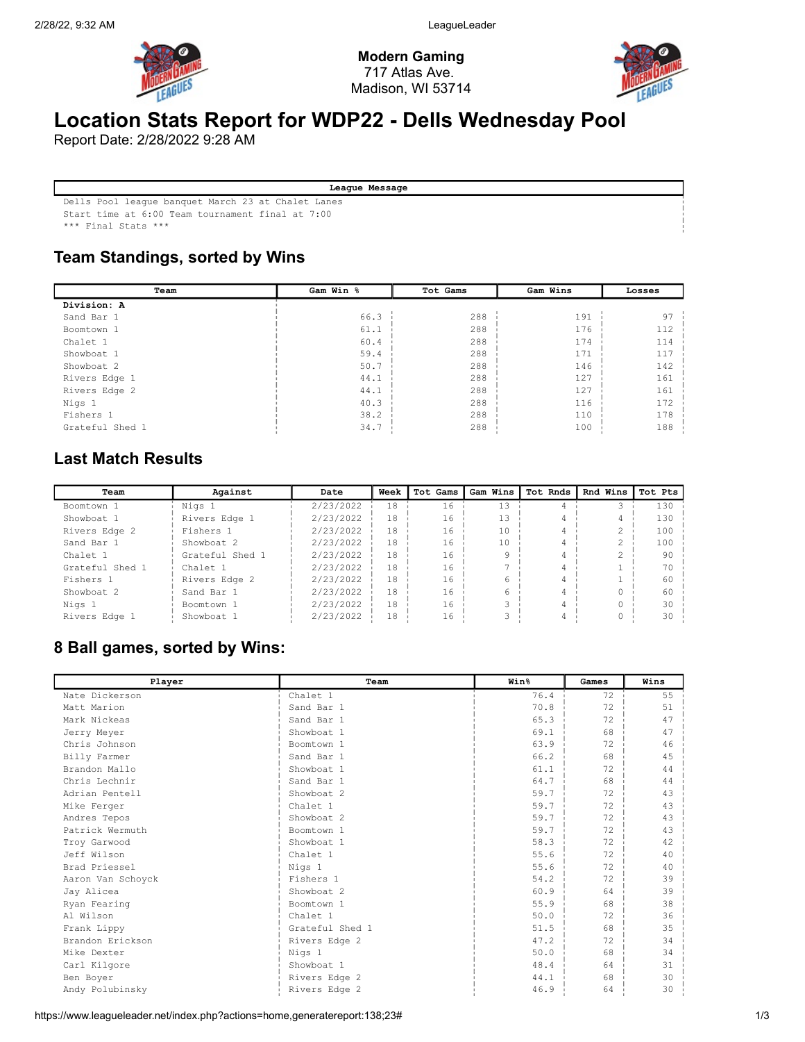**Modern Gaming**
717 Atlas Ave.
Madison, WI 53714

# Location Stats Report for WDP22 - Dells Wednesday Pool

Report Date: 2/28/2022 9:28 AM

| League Message |
|---|
| Dells Pool league banquet March 23 at Chalet Lanes |
| Start time at 6:00 Team tournament final at 7:00 |
| *** Final Stats *** |

## Team Standings, sorted by Wins

| Team | Gam Win % | Tot Gams | Gam Wins | Losses |
|---|---|---|---|---|
| **Division: A** | | | | |
| Sand Bar 1 | 66.3 | 288 | 191 | 97 |
| Boomtown 1 | 61.1 | 288 | 176 | 112 |
| Chalet 1 | 60.4 | 288 | 174 | 114 |
| Showboat 1 | 59.4 | 288 | 171 | 117 |
| Showboat 2 | 50.7 | 288 | 146 | 142 |
| Rivers Edge 1 | 44.1 | 288 | 127 | 161 |
| Rivers Edge 2 | 44.1 | 288 | 127 | 161 |
| Nigs 1 | 40.3 | 288 | 116 | 172 |
| Fishers 1 | 38.2 | 288 | 110 | 178 |
| Grateful Shed 1 | 34.7 | 288 | 100 | 188 |

## Last Match Results

| Team | Against | Date | Week | Tot Gams | Gam Wins | Tot Rnds | Rnd Wins | Tot Pts |
|---|---|---|---|---|---|---|---|---|
| Boomtown 1 | Nigs 1 | 2/23/2022 | 18 | 16 | 13 | 4 | 3 | 130 |
| Showboat 1 | Rivers Edge 1 | 2/23/2022 | 18 | 16 | 13 | 4 | 4 | 130 |
| Rivers Edge 2 | Fishers 1 | 2/23/2022 | 18 | 16 | 10 | 4 | 2 | 100 |
| Sand Bar 1 | Showboat 2 | 2/23/2022 | 18 | 16 | 10 | 4 | 2 | 100 |
| Chalet 1 | Grateful Shed 1 | 2/23/2022 | 18 | 16 | 9 | 4 | 2 | 90 |
| Grateful Shed 1 | Chalet 1 | 2/23/2022 | 18 | 16 | 7 | 4 | 1 | 70 |
| Fishers 1 | Rivers Edge 2 | 2/23/2022 | 18 | 16 | 6 | 4 | 1 | 60 |
| Showboat 2 | Sand Bar 1 | 2/23/2022 | 18 | 16 | 6 | 4 | 0 | 60 |
| Nigs 1 | Boomtown 1 | 2/23/2022 | 18 | 16 | 3 | 4 | 0 | 30 |
| Rivers Edge 1 | Showboat 1 | 2/23/2022 | 18 | 16 | 3 | 4 | 0 | 30 |

## 8 Ball games, sorted by Wins:

| Player | Team | Win% | Games | Wins |
|---|---|---|---|---|
| Nate Dickerson | Chalet 1 | 76.4 | 72 | 55 |
| Matt Marion | Sand Bar 1 | 70.8 | 72 | 51 |
| Mark Nickeas | Sand Bar 1 | 65.3 | 72 | 47 |
| Jerry Meyer | Showboat 1 | 69.1 | 68 | 47 |
| Chris Johnson | Boomtown 1 | 63.9 | 72 | 46 |
| Billy Farmer | Sand Bar 1 | 66.2 | 68 | 45 |
| Brandon Mallo | Showboat 1 | 61.1 | 72 | 44 |
| Chris Lechnir | Sand Bar 1 | 64.7 | 68 | 44 |
| Adrian Pentell | Showboat 2 | 59.7 | 72 | 43 |
| Mike Ferger | Chalet 1 | 59.7 | 72 | 43 |
| Andres Tepos | Showboat 2 | 59.7 | 72 | 43 |
| Patrick Wermuth | Boomtown 1 | 59.7 | 72 | 43 |
| Troy Garwood | Showboat 1 | 58.3 | 72 | 42 |
| Jeff Wilson | Chalet 1 | 55.6 | 72 | 40 |
| Brad Priessel | Nigs 1 | 55.6 | 72 | 40 |
| Aaron Van Schoyck | Fishers 1 | 54.2 | 72 | 39 |
| Jay Alicea | Showboat 2 | 60.9 | 64 | 39 |
| Ryan Fearing | Boomtown 1 | 55.9 | 68 | 38 |
| Al Wilson | Chalet 1 | 50.0 | 72 | 36 |
| Frank Lippy | Grateful Shed 1 | 51.5 | 68 | 35 |
| Brandon Erickson | Rivers Edge 2 | 47.2 | 72 | 34 |
| Mike Dexter | Nigs 1 | 50.0 | 68 | 34 |
| Carl Kilgore | Showboat 1 | 48.4 | 64 | 31 |
| Ben Boyer | Rivers Edge 2 | 44.1 | 68 | 30 |
| Andy Polubinsky | Rivers Edge 2 | 46.9 | 64 | 30 |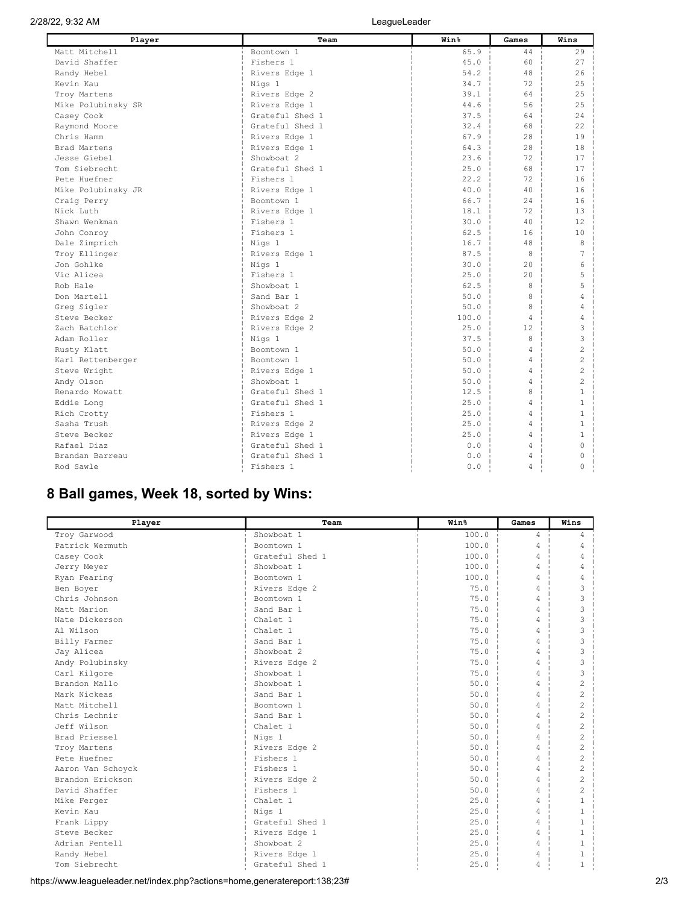| Player | Team | Win% | Games | Wins |
| --- | --- | --- | --- | --- |
| Matt Mitchell | Boomtown 1 | 65.9 | 44 | 29 |
| David Shaffer | Fishers 1 | 45.0 | 60 | 27 |
| Randy Hebel | Rivers Edge 1 | 54.2 | 48 | 26 |
| Kevin Kau | Nigs 1 | 34.7 | 72 | 25 |
| Troy Martens | Rivers Edge 2 | 39.1 | 64 | 25 |
| Mike Polubinsky SR | Rivers Edge 1 | 44.6 | 56 | 25 |
| Casey Cook | Grateful Shed 1 | 37.5 | 64 | 24 |
| Raymond Moore | Grateful Shed 1 | 32.4 | 68 | 22 |
| Chris Hamm | Rivers Edge 1 | 67.9 | 28 | 19 |
| Brad Martens | Rivers Edge 1 | 64.3 | 28 | 18 |
| Jesse Giebel | Showboat 2 | 23.6 | 72 | 17 |
| Tom Siebrecht | Grateful Shed 1 | 25.0 | 68 | 17 |
| Pete Huefner | Fishers 1 | 22.2 | 72 | 16 |
| Mike Polubinsky JR | Rivers Edge 1 | 40.0 | 40 | 16 |
| Craig Perry | Boomtown 1 | 66.7 | 24 | 16 |
| Nick Luth | Rivers Edge 1 | 18.1 | 72 | 13 |
| Shawn Wenkman | Fishers 1 | 30.0 | 40 | 12 |
| John Conroy | Fishers 1 | 62.5 | 16 | 10 |
| Dale Zimprich | Nigs 1 | 16.7 | 48 | 8 |
| Troy Ellinger | Rivers Edge 1 | 87.5 | 8 | 7 |
| Jon Gohlke | Nigs 1 | 30.0 | 20 | 6 |
| Vic Alicea | Fishers 1 | 25.0 | 20 | 5 |
| Rob Hale | Showboat 1 | 62.5 | 8 | 5 |
| Don Martell | Sand Bar 1 | 50.0 | 8 | 4 |
| Greg Sigler | Showboat 2 | 50.0 | 8 | 4 |
| Steve Becker | Rivers Edge 2 | 100.0 | 4 | 4 |
| Zach Batchlor | Rivers Edge 2 | 25.0 | 12 | 3 |
| Adam Roller | Nigs 1 | 37.5 | 8 | 3 |
| Rusty Klatt | Boomtown 1 | 50.0 | 4 | 2 |
| Karl Rettenberger | Boomtown 1 | 50.0 | 4 | 2 |
| Steve Wright | Rivers Edge 1 | 50.0 | 4 | 2 |
| Andy Olson | Showboat 1 | 50.0 | 4 | 2 |
| Renardo Mowatt | Grateful Shed 1 | 12.5 | 8 | 1 |
| Eddie Long | Grateful Shed 1 | 25.0 | 4 | 1 |
| Rich Crotty | Fishers 1 | 25.0 | 4 | 1 |
| Sasha Trush | Rivers Edge 2 | 25.0 | 4 | 1 |
| Steve Becker | Rivers Edge 1 | 25.0 | 4 | 1 |
| Rafael Diaz | Grateful Shed 1 | 0.0 | 4 | 0 |
| Brandan Barreau | Grateful Shed 1 | 0.0 | 4 | 0 |
| Rod Sawle | Fishers 1 | 0.0 | 4 | 0 |

## 8 Ball games, Week 18, sorted by Wins:

| Player | Team | Win% | Games | Wins |
| --- | --- | --- | --- | --- |
| Troy Garwood | Showboat 1 | 100.0 | 4 | 4 |
| Patrick Wermuth | Boomtown 1 | 100.0 | 4 | 4 |
| Casey Cook | Grateful Shed 1 | 100.0 | 4 | 4 |
| Jerry Meyer | Showboat 1 | 100.0 | 4 | 4 |
| Ryan Fearing | Boomtown 1 | 100.0 | 4 | 4 |
| Ben Boyer | Rivers Edge 2 | 75.0 | 4 | 3 |
| Chris Johnson | Boomtown 1 | 75.0 | 4 | 3 |
| Matt Marion | Sand Bar 1 | 75.0 | 4 | 3 |
| Nate Dickerson | Chalet 1 | 75.0 | 4 | 3 |
| Al Wilson | Chalet 1 | 75.0 | 4 | 3 |
| Billy Farmer | Sand Bar 1 | 75.0 | 4 | 3 |
| Jay Alicea | Showboat 2 | 75.0 | 4 | 3 |
| Andy Polubinsky | Rivers Edge 2 | 75.0 | 4 | 3 |
| Carl Kilgore | Showboat 1 | 75.0 | 4 | 3 |
| Brandon Mallo | Showboat 1 | 50.0 | 4 | 2 |
| Mark Nickeas | Sand Bar 1 | 50.0 | 4 | 2 |
| Matt Mitchell | Boomtown 1 | 50.0 | 4 | 2 |
| Chris Lechnir | Sand Bar 1 | 50.0 | 4 | 2 |
| Jeff Wilson | Chalet 1 | 50.0 | 4 | 2 |
| Brad Priessel | Nigs 1 | 50.0 | 4 | 2 |
| Troy Martens | Rivers Edge 2 | 50.0 | 4 | 2 |
| Pete Huefner | Fishers 1 | 50.0 | 4 | 2 |
| Aaron Van Schoyck | Fishers 1 | 50.0 | 4 | 2 |
| Brandon Erickson | Rivers Edge 2 | 50.0 | 4 | 2 |
| David Shaffer | Fishers 1 | 50.0 | 4 | 2 |
| Mike Ferger | Chalet 1 | 25.0 | 4 | 1 |
| Kevin Kau | Nigs 1 | 25.0 | 4 | 1 |
| Frank Lippy | Grateful Shed 1 | 25.0 | 4 | 1 |
| Steve Becker | Rivers Edge 1 | 25.0 | 4 | 1 |
| Adrian Pentell | Showboat 2 | 25.0 | 4 | 1 |
| Randy Hebel | Rivers Edge 1 | 25.0 | 4 | 1 |
| Tom Siebrecht | Grateful Shed 1 | 25.0 | 4 | 1 |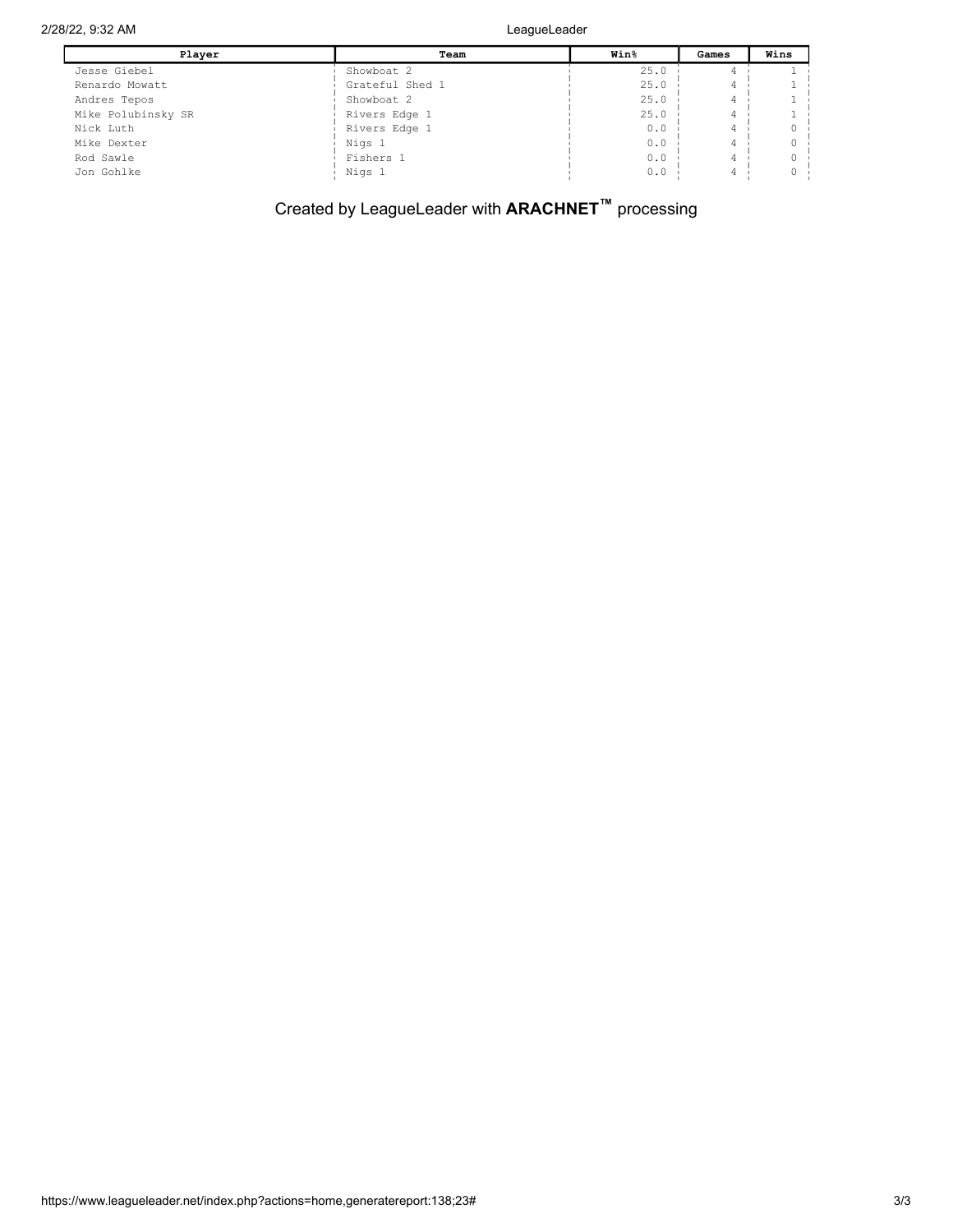| Player | Team | Win% | Games | Wins |
| --- | --- | --- | --- | --- |
| Jesse Giebel | Showboat 2 | 25.0 | 4 | 1 |
| Renardo Mowatt | Grateful Shed 1 | 25.0 | 4 | 1 |
| Andres Tepos | Showboat 2 | 25.0 | 4 | 1 |
| Mike Polubinsky SR | Rivers Edge 1 | 25.0 | 4 | 1 |
| Nick Luth | Rivers Edge 1 | 0.0 | 4 | 0 |
| Mike Dexter | Nigs 1 | 0.0 | 4 | 0 |
| Rod Sawle | Fishers 1 | 0.0 | 4 | 0 |
| Jon Gohlke | Nigs 1 | 0.0 | 4 | 0 |

Created by LeagueLeader with **ARACHNET™** processing